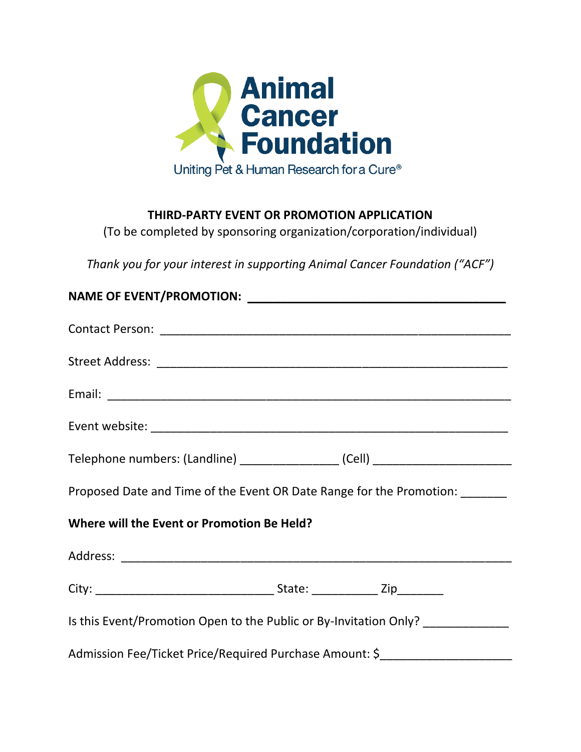Animal Cancer Foundation

Uniting Pet & Human Research for a Cure®

**THIRD-PARTY EVENT OR PROMOTION APPLICATION**

(To be completed by sponsoring organization/corporation/individual)

*Thank you for your interest in supporting Animal Cancer Foundation ("ACF")*

**NAME OF EVENT/PROMOTION:** ________________________________________

Contact Person: ________________________________________________________

Street Address: ________________________________________________________

Email: _______________________________________________________________

Event website: ________________________________________________________

Telephone numbers: (Landline) _______________ (Cell) _____________________

Proposed Date and Time of the Event OR Date Range for the Promotion: _______

**Where will the Event or Promotion Be Held?**

Address: _____________________________________________________________

City: ___________________________ State: __________ Zip_______

Is this Event/Promotion Open to the Public or By-Invitation Only? _____________

Admission Fee/Ticket Price/Required Purchase Amount: $____________________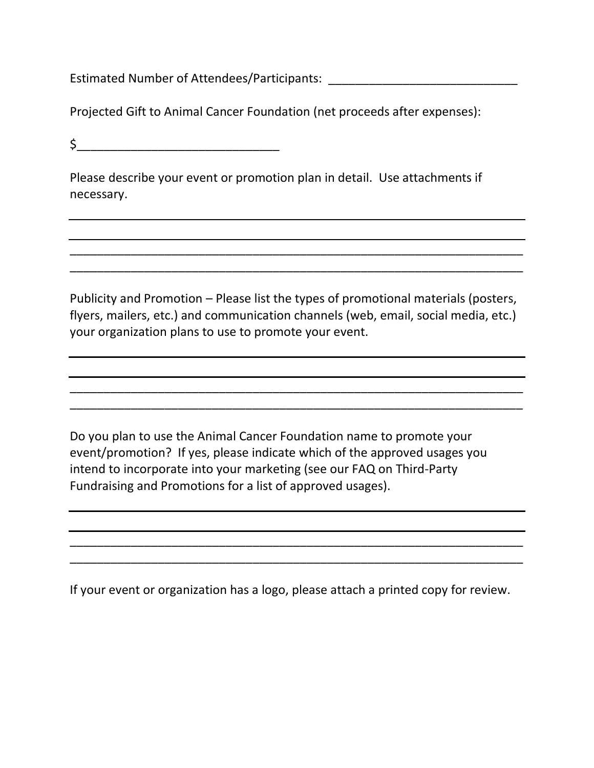Estimated Number of Attendees/Participants: ____________________________

Projected Gift to Animal Cancer Foundation (net proceeds after expenses):

$______________________________

Please describe your event or promotion plan in detail. Use attachments if necessary.

____________________________________________________________________

____________________________________________________________________

____________________________________________________________________

____________________________________________________________________

Publicity and Promotion – Please list the types of promotional materials (posters, flyers, mailers, etc.) and communication channels (web, email, social media, etc.) your organization plans to use to promote your event.

____________________________________________________________________

____________________________________________________________________

____________________________________________________________________

____________________________________________________________________

Do you plan to use the Animal Cancer Foundation name to promote your event/promotion? If yes, please indicate which of the approved usages you intend to incorporate into your marketing (see our FAQ on Third-Party Fundraising and Promotions for a list of approved usages).

____________________________________________________________________

____________________________________________________________________

____________________________________________________________________

____________________________________________________________________

If your event or organization has a logo, please attach a printed copy for review.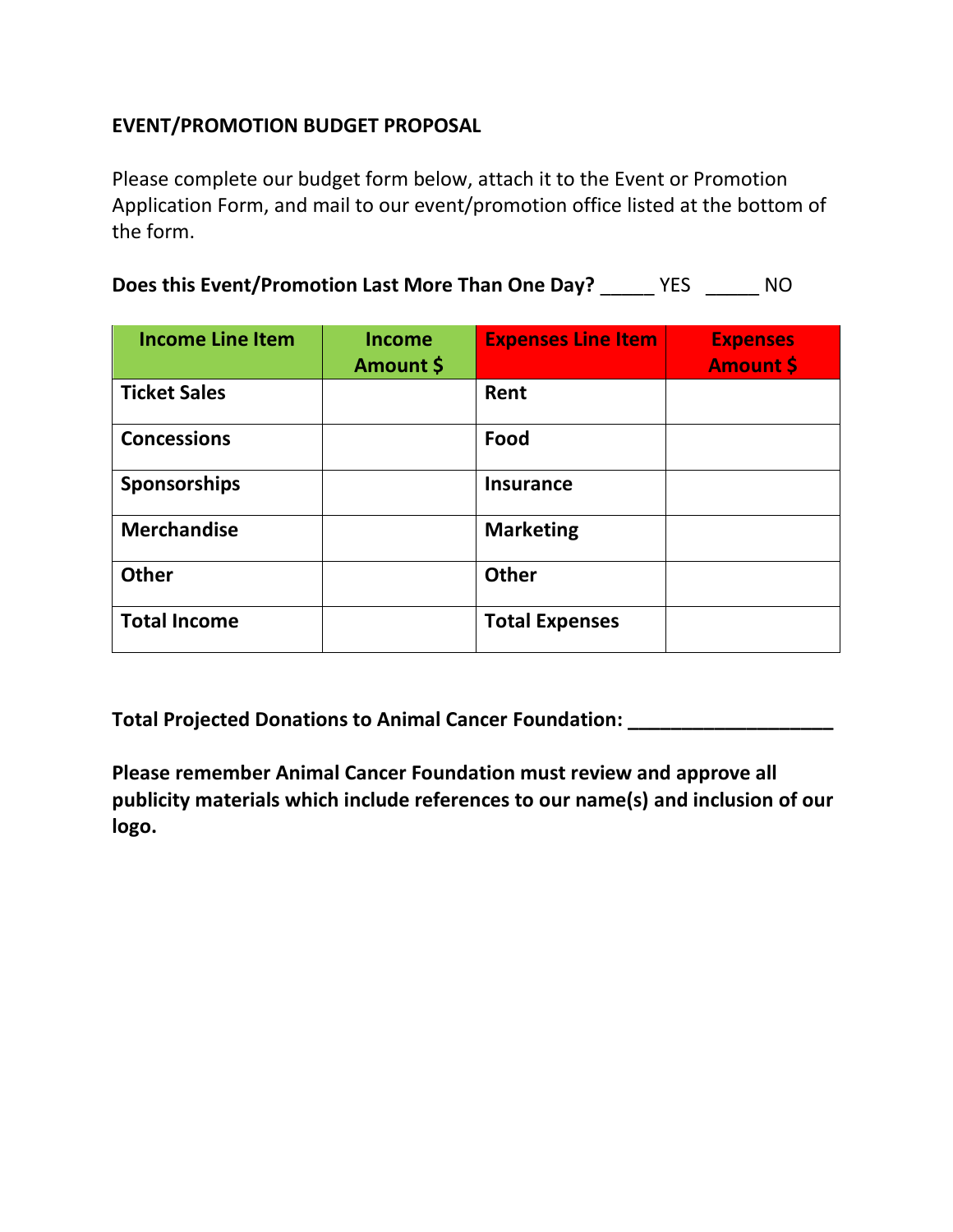**EVENT/PROMOTION BUDGET PROPOSAL**

Please complete our budget form below, attach it to the Event or Promotion Application Form, and mail to our event/promotion office listed at the bottom of the form.

**Does this Event/Promotion Last More Than One Day?** _____ YES _____ NO

| Income Line Item | Income Amount $ | Expenses Line Item | Expenses Amount $ |
|---|---|---|---|
| **Ticket Sales** | | **Rent** | |
| **Concessions** | | **Food** | |
| **Sponsorships** | | **Insurance** | |
| **Merchandise** | | **Marketing** | |
| **Other** | | **Other** | |
| **Total Income** | | **Total Expenses** | |

**Total Projected Donations to Animal Cancer Foundation: ___________________**

**Please remember Animal Cancer Foundation must review and approve all publicity materials which include references to our name(s) and inclusion of our logo.**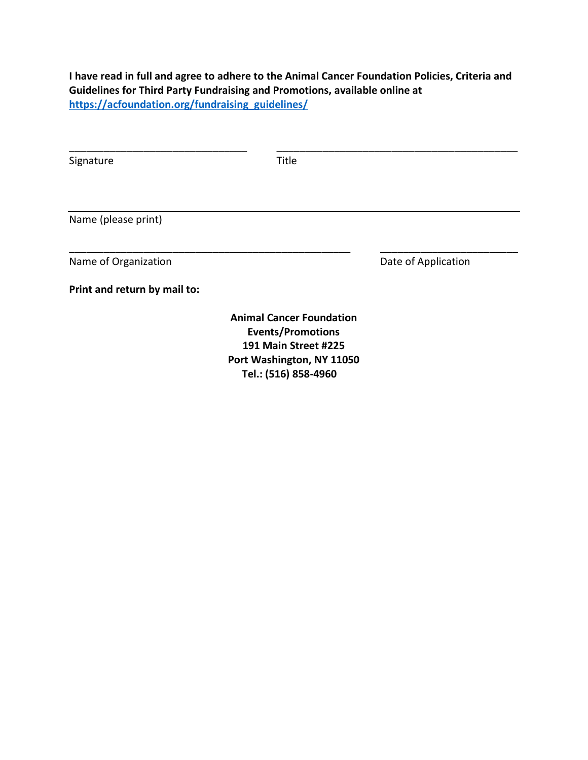**I have read in full and agree to adhere to the Animal Cancer Foundation Policies, Criteria and Guidelines for Third Party Fundraising and Promotions, available online at [https://acfoundation.org/fundraising_guidelines/](https://acfoundation.org/fundraising_guidelines/)**

_______________________________ &nbsp;&nbsp;&nbsp;&nbsp; __________________________________________

Signature &nbsp;&nbsp;&nbsp;&nbsp;&nbsp;&nbsp;&nbsp;&nbsp;&nbsp;&nbsp;&nbsp;&nbsp;&nbsp;&nbsp;&nbsp;&nbsp;&nbsp;&nbsp;&nbsp;&nbsp;&nbsp;&nbsp;&nbsp;&nbsp;&nbsp;&nbsp; Title

_____________________________________________________________________________

Name (please print)

_________________________________________________ &nbsp;&nbsp;&nbsp;&nbsp; ________________________

Name of Organization &nbsp;&nbsp;&nbsp;&nbsp;&nbsp;&nbsp;&nbsp;&nbsp;&nbsp;&nbsp;&nbsp;&nbsp;&nbsp;&nbsp;&nbsp;&nbsp;&nbsp;&nbsp;&nbsp;&nbsp;&nbsp;&nbsp;&nbsp;&nbsp;&nbsp;&nbsp;&nbsp;&nbsp;&nbsp;&nbsp;&nbsp;&nbsp;&nbsp;&nbsp;&nbsp;&nbsp;&nbsp;&nbsp;&nbsp;&nbsp; Date of Application

**Print and return by mail to:**

**Animal Cancer Foundation**
**Events/Promotions**
**191 Main Street #225**
**Port Washington, NY 11050**
**Tel.: (516) 858-4960**